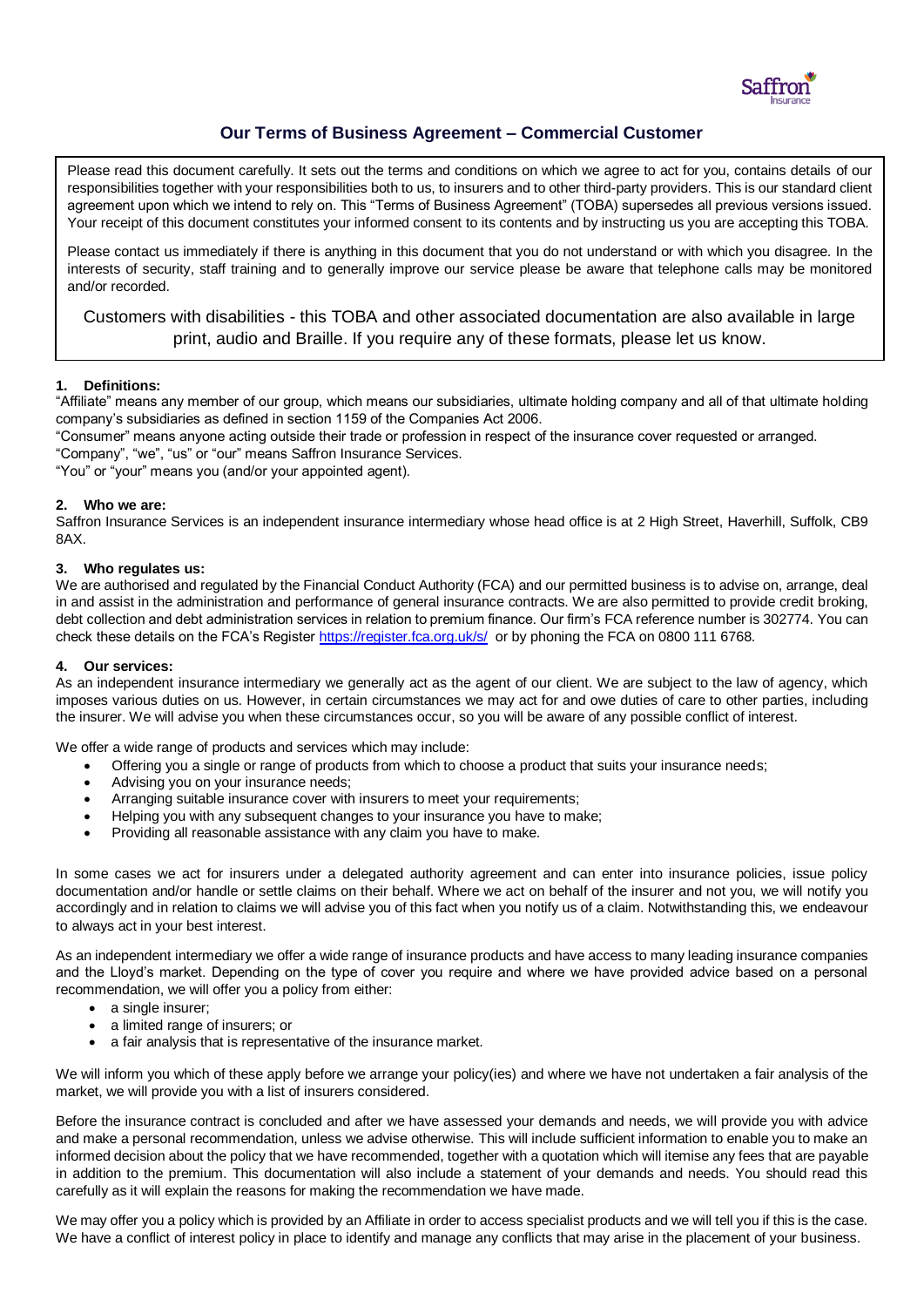# Our Terms of Business Agreement – Commercial Customer

Please read this document carefully. It sets out the terms and conditions on which we agree to act for you, contains details of our responsibilities together with your responsibilities both to us, to insurers and to other third-party providers. This is our standard client agreement upon which we intend to rely on. This "Terms of Business Agreement" (TOBA) supersedes all previous versions issued. Your receipt of this document constitutes your informed consent to its contents and by instructing us you are accepting this TOBA.

Please contact us immediately if there is anything in this document that you do not understand or with which you disagree. In the interests of security, staff training and to generally improve our service please be aware that telephone calls may be monitored and/or recorded.

Customers with disabilities - this TOBA and other associated documentation are also available in large print, audio and Braille. If you require any of these formats, please let us know.

### 1. Definitions:

"Affiliate" means any member of our group, which means our subsidiaries, ultimate holding company and all of that ultimate holding company's subsidiaries as defined in section 1159 of the Companies Act 2006.

"Consumer" means anyone acting outside their trade or profession in respect of the insurance cover requested or arranged.

"Company", "we", "us" or "our" means Saffron Insurance Services.

"You" or "your" means you (and/or your appointed agent).

### 2. Who we are:

Saffron Insurance Services is an independent insurance intermediary whose head office is at 2 High Street, Haverhill, Suffolk, CB9 8AX.

### 3. Who regulates us:

We are authorised and regulated by the Financial Conduct Authority (FCA) and our permitted business is to advise on, arrange, deal in and assist in the administration and performance of general insurance contracts. We are also permitted to provide credit broking, debt collection and debt administration services in relation to premium finance. Our firm's FCA reference number is 302774. You can check these details on the FCA's Register https://register.fca.org.uk/s/ or by phoning the FCA on 0800 111 6768.

### 4. Our services:

As an independent insurance intermediary we generally act as the agent of our client. We are subject to the law of agency, which imposes various duties on us. However, in certain circumstances we may act for and owe duties of care to other parties, including the insurer. We will advise you when these circumstances occur, so you will be aware of any possible conflict of interest.

We offer a wide range of products and services which may include:

- Offering you a single or range of products from which to choose a product that suits your insurance needs;
- Advising you on your insurance needs;
- Arranging suitable insurance cover with insurers to meet your requirements;
- Helping you with any subsequent changes to your insurance you have to make;
- Providing all reasonable assistance with any claim you have to make.

In some cases we act for insurers under a delegated authority agreement and can enter into insurance policies, issue policy documentation and/or handle or settle claims on their behalf. Where we act on behalf of the insurer and not you, we will notify you accordingly and in relation to claims we will advise you of this fact when you notify us of a claim. Notwithstanding this, we endeavour to always act in your best interest.

As an independent intermediary we offer a wide range of insurance products and have access to many leading insurance companies and the Lloyd's market. Depending on the type of cover you require and where we have provided advice based on a personal recommendation, we will offer you a policy from either:

- a single insurer;
- a limited range of insurers; or
- a fair analysis that is representative of the insurance market.

We will inform you which of these apply before we arrange your policy(ies) and where we have not undertaken a fair analysis of the market, we will provide you with a list of insurers considered.

Before the insurance contract is concluded and after we have assessed your demands and needs, we will provide you with advice and make a personal recommendation, unless we advise otherwise. This will include sufficient information to enable you to make an informed decision about the policy that we have recommended, together with a quotation which will itemise any fees that are payable in addition to the premium. This documentation will also include a statement of your demands and needs. You should read this carefully as it will explain the reasons for making the recommendation we have made.

We may offer you a policy which is provided by an Affiliate in order to access specialist products and we will tell you if this is the case. We have a conflict of interest policy in place to identify and manage any conflicts that may arise in the placement of your business.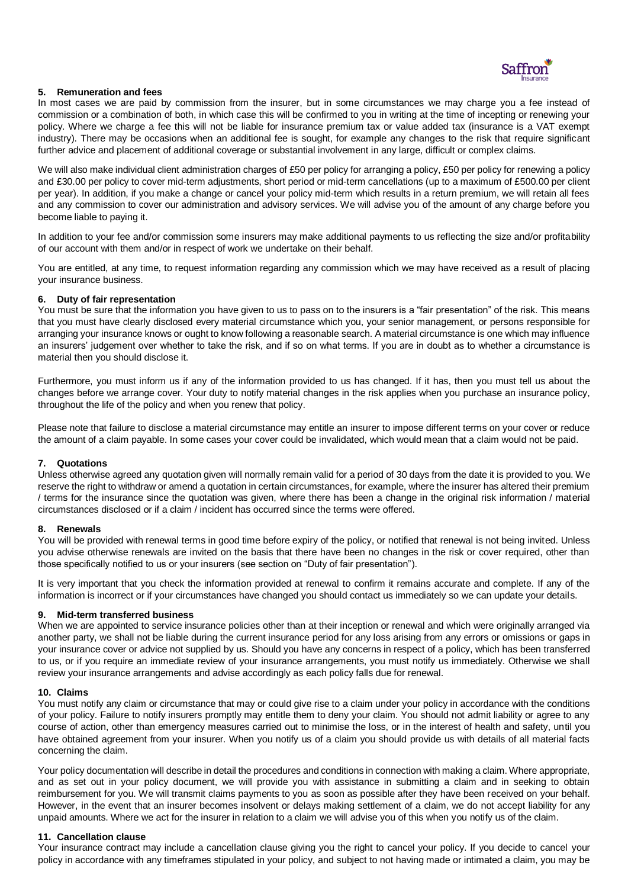## 5. Remuneration and fees

In most cases we are paid by commission from the insurer, but in some circumstances we may charge you a fee instead of commission or a combination of both, in which case this will be confirmed to you in writing at the time of incepting or renewing your policy. Where we charge a fee this will not be liable for insurance premium tax or value added tax (insurance is a VAT exempt industry). There may be occasions when an additional fee is sought, for example any changes to the risk that require significant further advice and placement of additional coverage or substantial involvement in any large, difficult or complex claims.

We will also make individual client administration charges of £50 per policy for arranging a policy, £50 per policy for renewing a policy and £30.00 per policy to cover mid-term adjustments, short period or mid-term cancellations (up to a maximum of £500.00 per client per year). In addition, if you make a change or cancel your policy mid-term which results in a return premium, we will retain all fees and any commission to cover our administration and advisory services. We will advise you of the amount of any charge before you become liable to paying it.

In addition to your fee and/or commission some insurers may make additional payments to us reflecting the size and/or profitability of our account with them and/or in respect of work we undertake on their behalf.

You are entitled, at any time, to request information regarding any commission which we may have received as a result of placing your insurance business.

## 6. Duty of fair representation

You must be sure that the information you have given to us to pass on to the insurers is a "fair presentation" of the risk. This means that you must have clearly disclosed every material circumstance which you, your senior management, or persons responsible for arranging your insurance knows or ought to know following a reasonable search. A material circumstance is one which may influence an insurers' judgement over whether to take the risk, and if so on what terms. If you are in doubt as to whether a circumstance is material then you should disclose it.

Furthermore, you must inform us if any of the information provided to us has changed. If it has, then you must tell us about the changes before we arrange cover. Your duty to notify material changes in the risk applies when you purchase an insurance policy, throughout the life of the policy and when you renew that policy.

Please note that failure to disclose a material circumstance may entitle an insurer to impose different terms on your cover or reduce the amount of a claim payable. In some cases your cover could be invalidated, which would mean that a claim would not be paid.

## 7. Quotations

Unless otherwise agreed any quotation given will normally remain valid for a period of 30 days from the date it is provided to you. We reserve the right to withdraw or amend a quotation in certain circumstances, for example, where the insurer has altered their premium / terms for the insurance since the quotation was given, where there has been a change in the original risk information / material circumstances disclosed or if a claim / incident has occurred since the terms were offered.

## 8. Renewals

You will be provided with renewal terms in good time before expiry of the policy, or notified that renewal is not being invited. Unless you advise otherwise renewals are invited on the basis that there have been no changes in the risk or cover required, other than those specifically notified to us or your insurers (see section on "Duty of fair presentation").

It is very important that you check the information provided at renewal to confirm it remains accurate and complete. If any of the information is incorrect or if your circumstances have changed you should contact us immediately so we can update your details.

## 9. Mid-term transferred business

When we are appointed to service insurance policies other than at their inception or renewal and which were originally arranged via another party, we shall not be liable during the current insurance period for any loss arising from any errors or omissions or gaps in your insurance cover or advice not supplied by us. Should you have any concerns in respect of a policy, which has been transferred to us, or if you require an immediate review of your insurance arrangements, you must notify us immediately. Otherwise we shall review your insurance arrangements and advise accordingly as each policy falls due for renewal.

## 10. Claims

You must notify any claim or circumstance that may or could give rise to a claim under your policy in accordance with the conditions of your policy. Failure to notify insurers promptly may entitle them to deny your claim. You should not admit liability or agree to any course of action, other than emergency measures carried out to minimise the loss, or in the interest of health and safety, until you have obtained agreement from your insurer. When you notify us of a claim you should provide us with details of all material facts concerning the claim.

Your policy documentation will describe in detail the procedures and conditions in connection with making a claim. Where appropriate, and as set out in your policy document, we will provide you with assistance in submitting a claim and in seeking to obtain reimbursement for you. We will transmit claims payments to you as soon as possible after they have been received on your behalf. However, in the event that an insurer becomes insolvent or delays making settlement of a claim, we do not accept liability for any unpaid amounts. Where we act for the insurer in relation to a claim we will advise you of this when you notify us of the claim.

## 11. Cancellation clause

Your insurance contract may include a cancellation clause giving you the right to cancel your policy. If you decide to cancel your policy in accordance with any timeframes stipulated in your policy, and subject to not having made or intimated a claim, you may be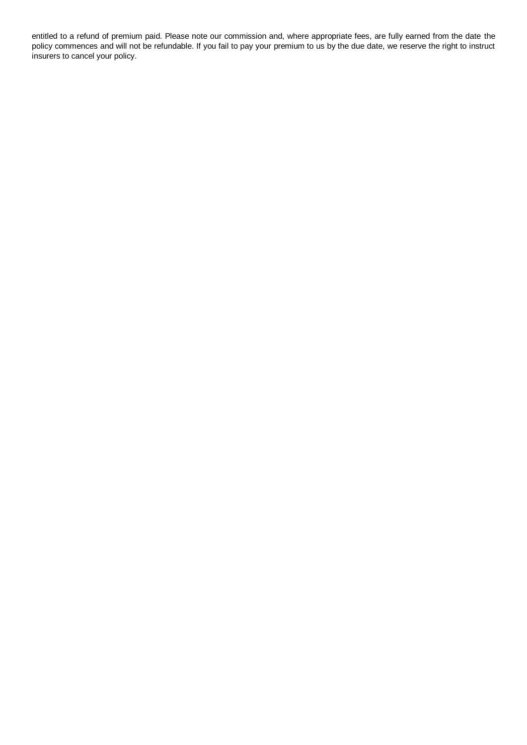entitled to a refund of premium paid. Please note our commission and, where appropriate fees, are fully earned from the date the policy commences and will not be refundable. If you fail to pay your premium to us by the due date, we reserve the right to instruct insurers to cancel your policy.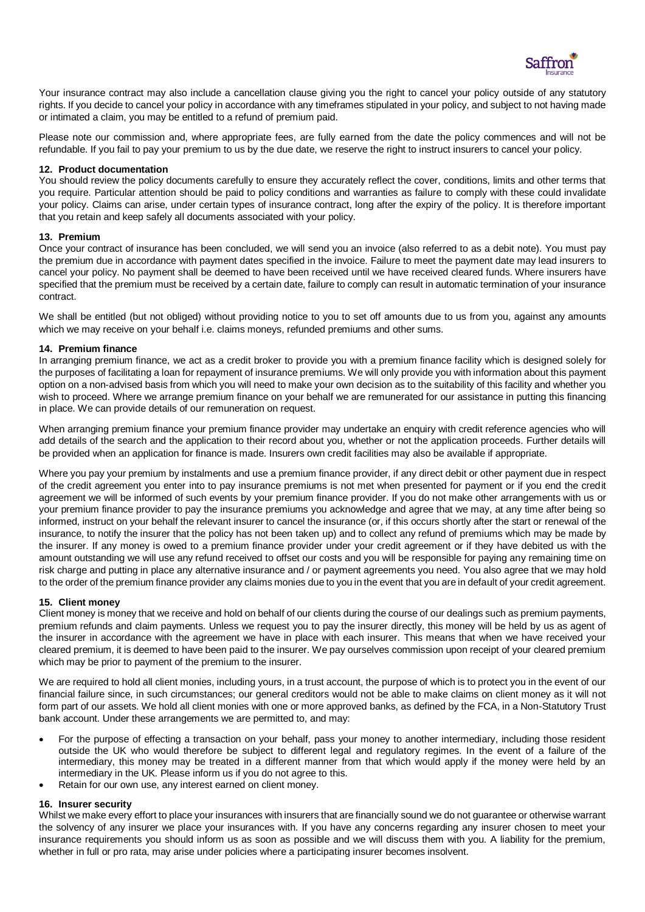Your insurance contract may also include a cancellation clause giving you the right to cancel your policy outside of any statutory rights. If you decide to cancel your policy in accordance with any timeframes stipulated in your policy, and subject to not having made or intimated a claim, you may be entitled to a refund of premium paid.

Please note our commission and, where appropriate fees, are fully earned from the date the policy commences and will not be refundable. If you fail to pay your premium to us by the due date, we reserve the right to instruct insurers to cancel your policy.

**12. Product documentation**

You should review the policy documents carefully to ensure they accurately reflect the cover, conditions, limits and other terms that you require. Particular attention should be paid to policy conditions and warranties as failure to comply with these could invalidate your policy. Claims can arise, under certain types of insurance contract, long after the expiry of the policy. It is therefore important that you retain and keep safely all documents associated with your policy.

**13. Premium**

Once your contract of insurance has been concluded, we will send you an invoice (also referred to as a debit note). You must pay the premium due in accordance with payment dates specified in the invoice. Failure to meet the payment date may lead insurers to cancel your policy. No payment shall be deemed to have been received until we have received cleared funds. Where insurers have specified that the premium must be received by a certain date, failure to comply can result in automatic termination of your insurance contract.

We shall be entitled (but not obliged) without providing notice to you to set off amounts due to us from you, against any amounts which we may receive on your behalf i.e. claims moneys, refunded premiums and other sums.

**14. Premium finance**

In arranging premium finance, we act as a credit broker to provide you with a premium finance facility which is designed solely for the purposes of facilitating a loan for repayment of insurance premiums. We will only provide you with information about this payment option on a non-advised basis from which you will need to make your own decision as to the suitability of this facility and whether you wish to proceed. Where we arrange premium finance on your behalf we are remunerated for our assistance in putting this financing in place. We can provide details of our remuneration on request.

When arranging premium finance your premium finance provider may undertake an enquiry with credit reference agencies who will add details of the search and the application to their record about you, whether or not the application proceeds. Further details will be provided when an application for finance is made. Insurers own credit facilities may also be available if appropriate.

Where you pay your premium by instalments and use a premium finance provider, if any direct debit or other payment due in respect of the credit agreement you enter into to pay insurance premiums is not met when presented for payment or if you end the credit agreement we will be informed of such events by your premium finance provider. If you do not make other arrangements with us or your premium finance provider to pay the insurance premiums you acknowledge and agree that we may, at any time after being so informed, instruct on your behalf the relevant insurer to cancel the insurance (or, if this occurs shortly after the start or renewal of the insurance, to notify the insurer that the policy has not been taken up) and to collect any refund of premiums which may be made by the insurer. If any money is owed to a premium finance provider under your credit agreement or if they have debited us with the amount outstanding we will use any refund received to offset our costs and you will be responsible for paying any remaining time on risk charge and putting in place any alternative insurance and / or payment agreements you need. You also agree that we may hold to the order of the premium finance provider any claims monies due to you in the event that you are in default of your credit agreement.

**15. Client money**

Client money is money that we receive and hold on behalf of our clients during the course of our dealings such as premium payments, premium refunds and claim payments. Unless we request you to pay the insurer directly, this money will be held by us as agent of the insurer in accordance with the agreement we have in place with each insurer. This means that when we have received your cleared premium, it is deemed to have been paid to the insurer. We pay ourselves commission upon receipt of your cleared premium which may be prior to payment of the premium to the insurer.

We are required to hold all client monies, including yours, in a trust account, the purpose of which is to protect you in the event of our financial failure since, in such circumstances; our general creditors would not be able to make claims on client money as it will not form part of our assets. We hold all client monies with one or more approved banks, as defined by the FCA, in a Non-Statutory Trust bank account. Under these arrangements we are permitted to, and may:

- For the purpose of effecting a transaction on your behalf, pass your money to another intermediary, including those resident outside the UK who would therefore be subject to different legal and regulatory regimes. In the event of a failure of the intermediary, this money may be treated in a different manner from that which would apply if the money were held by an intermediary in the UK. Please inform us if you do not agree to this.
- Retain for our own use, any interest earned on client money.

**16. Insurer security**

Whilst we make every effort to place your insurances with insurers that are financially sound we do not guarantee or otherwise warrant the solvency of any insurer we place your insurances with. If you have any concerns regarding any insurer chosen to meet your insurance requirements you should inform us as soon as possible and we will discuss them with you. A liability for the premium, whether in full or pro rata, may arise under policies where a participating insurer becomes insolvent.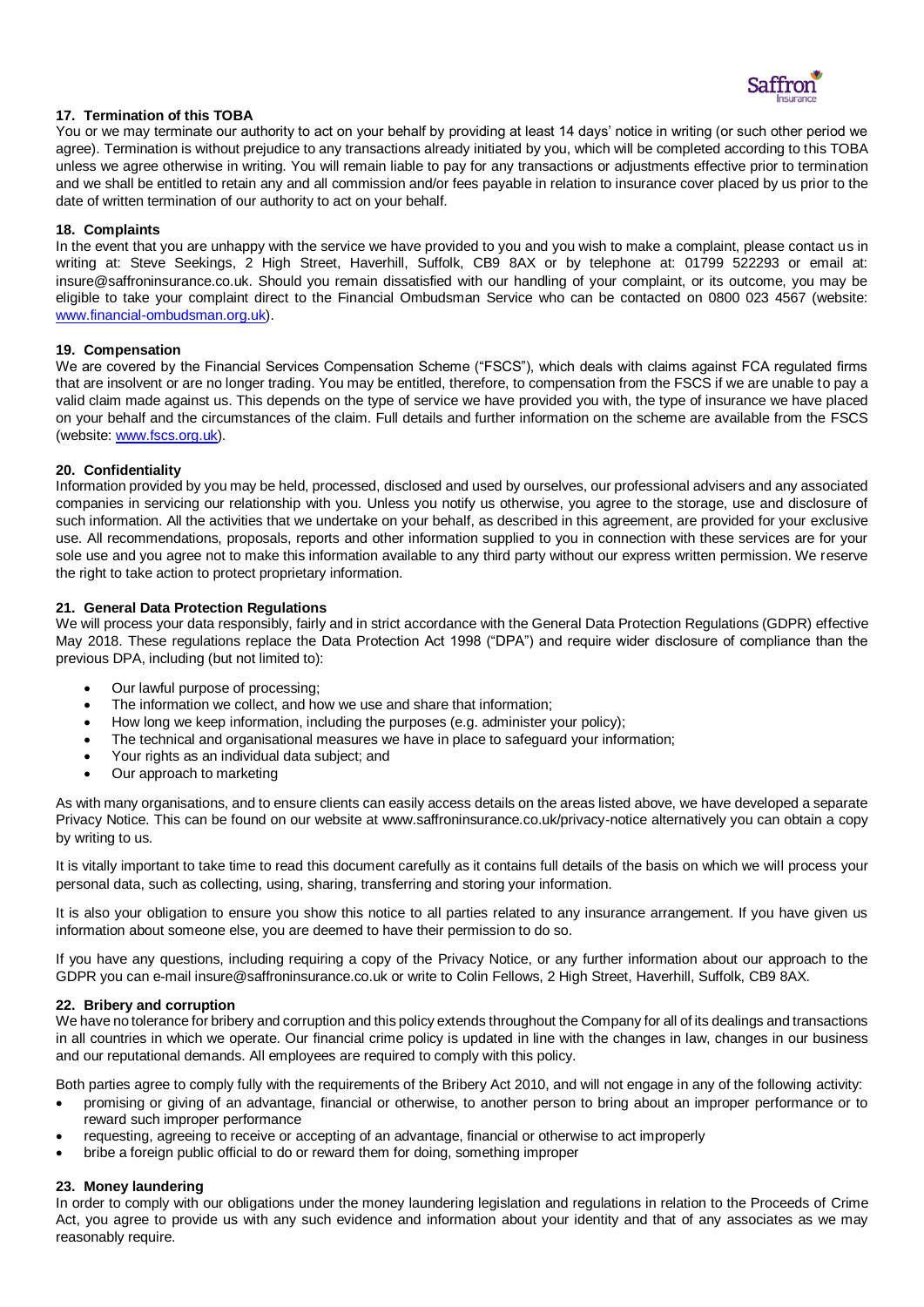### 17. Termination of this TOBA

You or we may terminate our authority to act on your behalf by providing at least 14 days' notice in writing (or such other period we agree). Termination is without prejudice to any transactions already initiated by you, which will be completed according to this TOBA unless we agree otherwise in writing. You will remain liable to pay for any transactions or adjustments effective prior to termination and we shall be entitled to retain any and all commission and/or fees payable in relation to insurance cover placed by us prior to the date of written termination of our authority to act on your behalf.

### 18. Complaints

In the event that you are unhappy with the service we have provided to you and you wish to make a complaint, please contact us in writing at: Steve Seekings, 2 High Street, Haverhill, Suffolk, CB9 8AX or by telephone at: 01799 522293 or email at: insure@saffroninsurance.co.uk. Should you remain dissatisfied with our handling of your complaint, or its outcome, you may be eligible to take your complaint direct to the Financial Ombudsman Service who can be contacted on 0800 023 4567 (website: www.financial-ombudsman.org.uk).

### 19. Compensation

We are covered by the Financial Services Compensation Scheme ("FSCS"), which deals with claims against FCA regulated firms that are insolvent or are no longer trading. You may be entitled, therefore, to compensation from the FSCS if we are unable to pay a valid claim made against us. This depends on the type of service we have provided you with, the type of insurance we have placed on your behalf and the circumstances of the claim. Full details and further information on the scheme are available from the FSCS (website: www.fscs.org.uk).

### 20. Confidentiality

Information provided by you may be held, processed, disclosed and used by ourselves, our professional advisers and any associated companies in servicing our relationship with you. Unless you notify us otherwise, you agree to the storage, use and disclosure of such information. All the activities that we undertake on your behalf, as described in this agreement, are provided for your exclusive use. All recommendations, proposals, reports and other information supplied to you in connection with these services are for your sole use and you agree not to make this information available to any third party without our express written permission. We reserve the right to take action to protect proprietary information.

### 21. General Data Protection Regulations

We will process your data responsibly, fairly and in strict accordance with the General Data Protection Regulations (GDPR) effective May 2018. These regulations replace the Data Protection Act 1998 ("DPA") and require wider disclosure of compliance than the previous DPA, including (but not limited to):

- Our lawful purpose of processing;
- The information we collect, and how we use and share that information;
- How long we keep information, including the purposes (e.g. administer your policy);
- The technical and organisational measures we have in place to safeguard your information;
- Your rights as an individual data subject; and
- Our approach to marketing

As with many organisations, and to ensure clients can easily access details on the areas listed above, we have developed a separate Privacy Notice. This can be found on our website at www.saffroninsurance.co.uk/privacy-notice alternatively you can obtain a copy by writing to us.

It is vitally important to take time to read this document carefully as it contains full details of the basis on which we will process your personal data, such as collecting, using, sharing, transferring and storing your information.

It is also your obligation to ensure you show this notice to all parties related to any insurance arrangement. If you have given us information about someone else, you are deemed to have their permission to do so.

If you have any questions, including requiring a copy of the Privacy Notice, or any further information about our approach to the GDPR you can e-mail insure@saffroninsurance.co.uk or write to Colin Fellows, 2 High Street, Haverhill, Suffolk, CB9 8AX.

### 22. Bribery and corruption

We have no tolerance for bribery and corruption and this policy extends throughout the Company for all of its dealings and transactions in all countries in which we operate. Our financial crime policy is updated in line with the changes in law, changes in our business and our reputational demands. All employees are required to comply with this policy.

Both parties agree to comply fully with the requirements of the Bribery Act 2010, and will not engage in any of the following activity:

- promising or giving of an advantage, financial or otherwise, to another person to bring about an improper performance or to reward such improper performance
- requesting, agreeing to receive or accepting of an advantage, financial or otherwise to act improperly
- bribe a foreign public official to do or reward them for doing, something improper

### 23. Money laundering

In order to comply with our obligations under the money laundering legislation and regulations in relation to the Proceeds of Crime Act, you agree to provide us with any such evidence and information about your identity and that of any associates as we may reasonably require.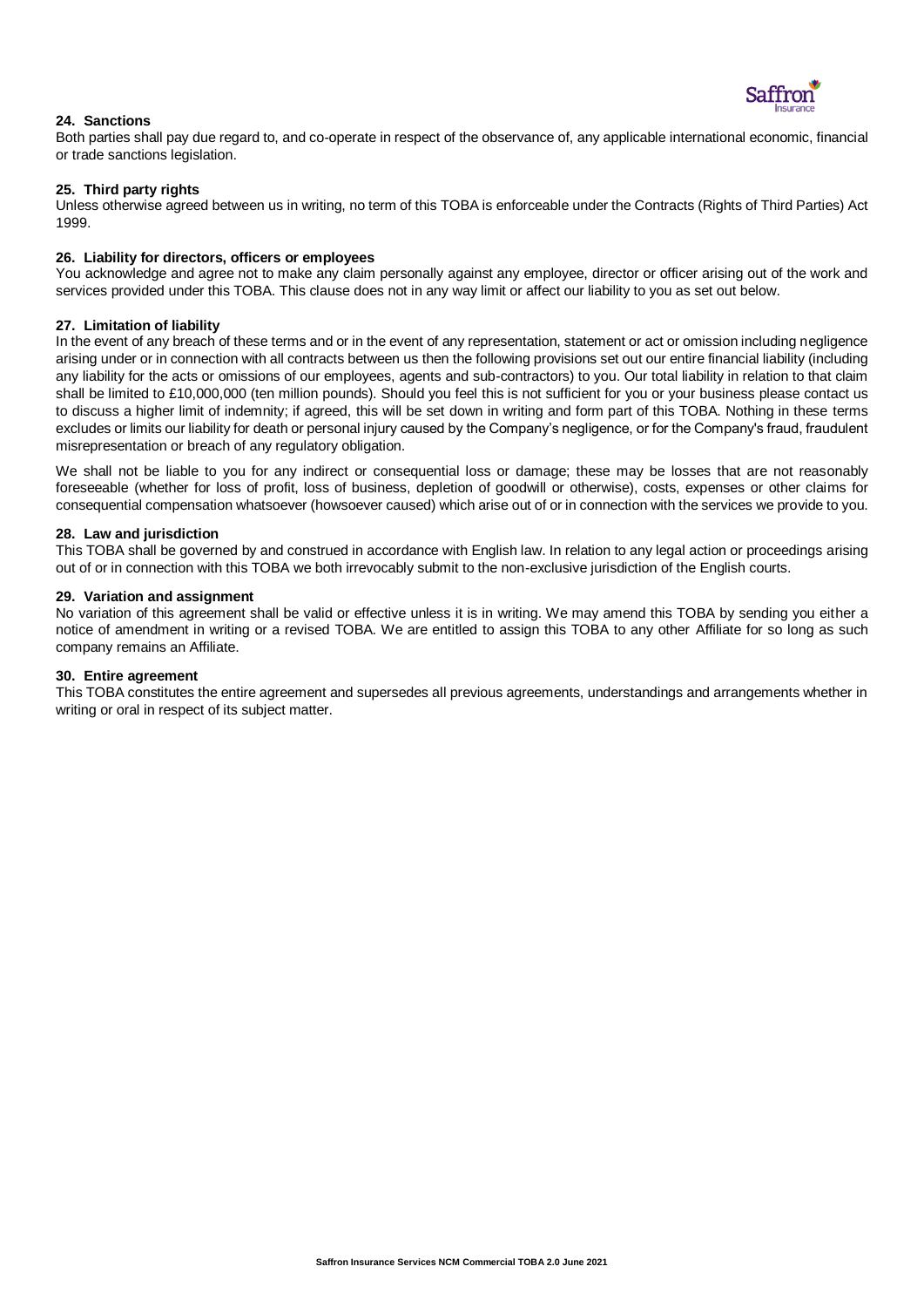#### 24. Sanctions

Both parties shall pay due regard to, and co-operate in respect of the observance of, any applicable international economic, financial or trade sanctions legislation.

#### 25. Third party rights

Unless otherwise agreed between us in writing, no term of this TOBA is enforceable under the Contracts (Rights of Third Parties) Act 1999.

#### 26. Liability for directors, officers or employees

You acknowledge and agree not to make any claim personally against any employee, director or officer arising out of the work and services provided under this TOBA. This clause does not in any way limit or affect our liability to you as set out below.

#### 27. Limitation of liability

In the event of any breach of these terms and or in the event of any representation, statement or act or omission including negligence arising under or in connection with all contracts between us then the following provisions set out our entire financial liability (including any liability for the acts or omissions of our employees, agents and sub-contractors) to you. Our total liability in relation to that claim shall be limited to £10,000,000 (ten million pounds). Should you feel this is not sufficient for you or your business please contact us to discuss a higher limit of indemnity; if agreed, this will be set down in writing and form part of this TOBA. Nothing in these terms excludes or limits our liability for death or personal injury caused by the Company's negligence, or for the Company's fraud, fraudulent misrepresentation or breach of any regulatory obligation.

We shall not be liable to you for any indirect or consequential loss or damage; these may be losses that are not reasonably foreseeable (whether for loss of profit, loss of business, depletion of goodwill or otherwise), costs, expenses or other claims for consequential compensation whatsoever (howsoever caused) which arise out of or in connection with the services we provide to you.

#### 28. Law and jurisdiction

This TOBA shall be governed by and construed in accordance with English law. In relation to any legal action or proceedings arising out of or in connection with this TOBA we both irrevocably submit to the non-exclusive jurisdiction of the English courts.

#### 29. Variation and assignment

No variation of this agreement shall be valid or effective unless it is in writing. We may amend this TOBA by sending you either a notice of amendment in writing or a revised TOBA. We are entitled to assign this TOBA to any other Affiliate for so long as such company remains an Affiliate.

#### 30. Entire agreement

This TOBA constitutes the entire agreement and supersedes all previous agreements, understandings and arrangements whether in writing or oral in respect of its subject matter.